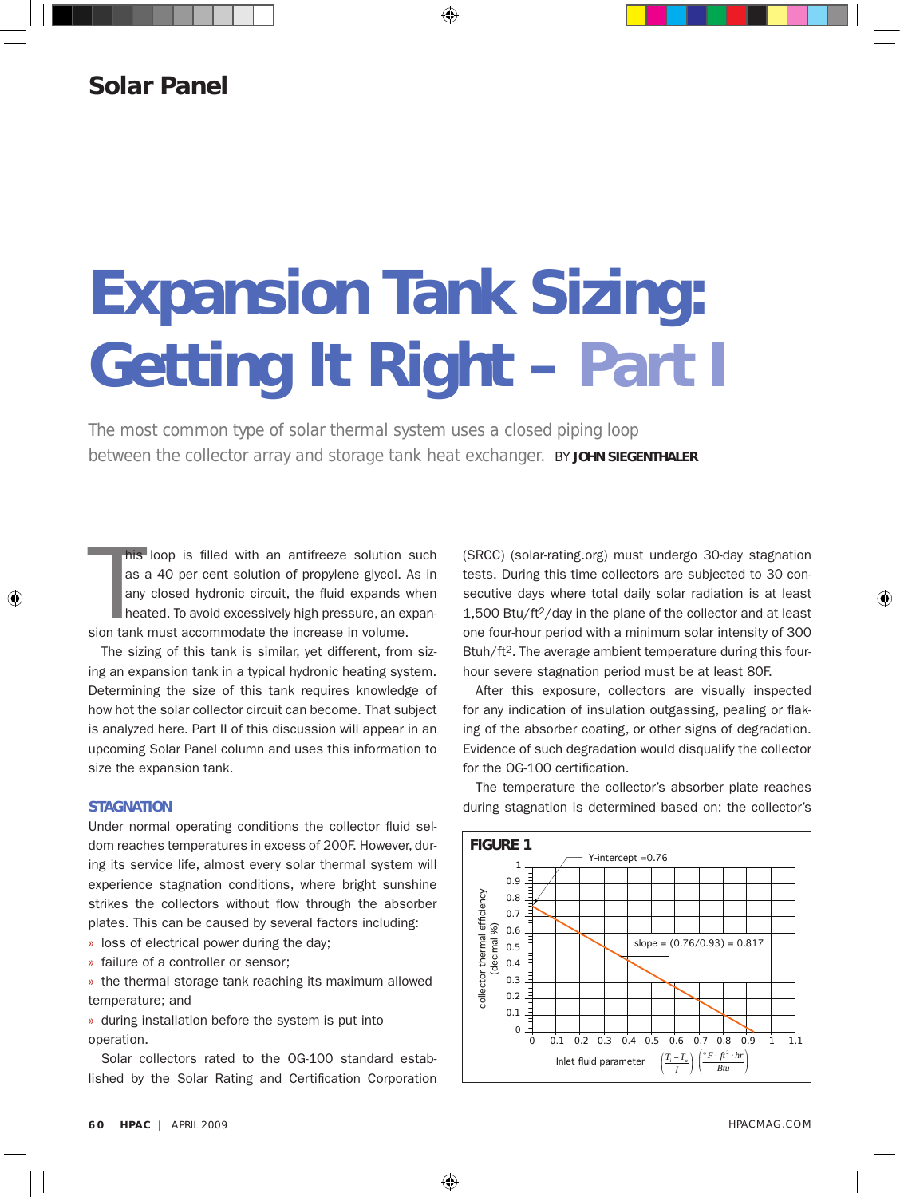## Solar Panel

# Expansion Tank Sizing: Getting It Right – Part I

The most common type of solar thermal system uses a closed piping loop between the collector array and storage tank heat exchanger. BY **JOHN SIEGENTHALER**

This loop is filled with an antifreeze solution such as a 40 per cent solution of propylene glycol. As in any closed hydronic circuit, the fluid expands when heated. To avoid excessively high pressure, an expansion tank must accommodate the increase in volume.

The sizing of this tank is similar, yet different, from sizing an expansion tank in a typical hydronic heating system. Determining the size of this tank requires knowledge of how hot the solar collector circuit can become. That subject is analyzed here. Part II of this discussion will appear in an upcoming Solar Panel column and uses this information to size the expansion tank.

### STAGNATION

Under normal operating conditions the collector fluid seldom reaches temperatures in excess of 200F. However, during its service life, almost every solar thermal system will experience stagnation conditions, where bright sunshine strikes the collectors without flow through the absorber plates. This can be caused by several factors including:

- loss of electrical power during the day;
- failure of a controller or sensor;
- the thermal storage tank reaching its maximum allowed temperature; and
- during installation before the system is put into operation.

Solar collectors rated to the OG-100 standard established by the Solar Rating and Certification Corporation (SRCC) (solar-rating.org) must undergo 30-day stagnation tests. During this time collectors are subjected to 30 consecutive days where total daily solar radiation is at least 1,500 Btu/ft$^2$/day in the plane of the collector and at least one four-hour period with a minimum solar intensity of 300 Btuh/ft$^2$. The average ambient temperature during this four-hour severe stagnation period must be at least 80F.

After this exposure, collectors are visually inspected for any indication of insulation outgassing, pealing or flaking of the absorber coating, or other signs of degradation. Evidence of such degradation would disqualify the collector for the OG-100 certification.

The temperature the collector's absorber plate reaches during stagnation is determined based on: the collector's

**FIGURE 1**

Y-intercept =0.76

slope = (0.76/0.93) = 0.817

collector thermal efficiency (decimal %)

Inlet fluid parameter $\left(\frac{T_i - T_a}{I}\right)\left(\frac{°F \cdot ft^2 \cdot hr}{Btu}\right)$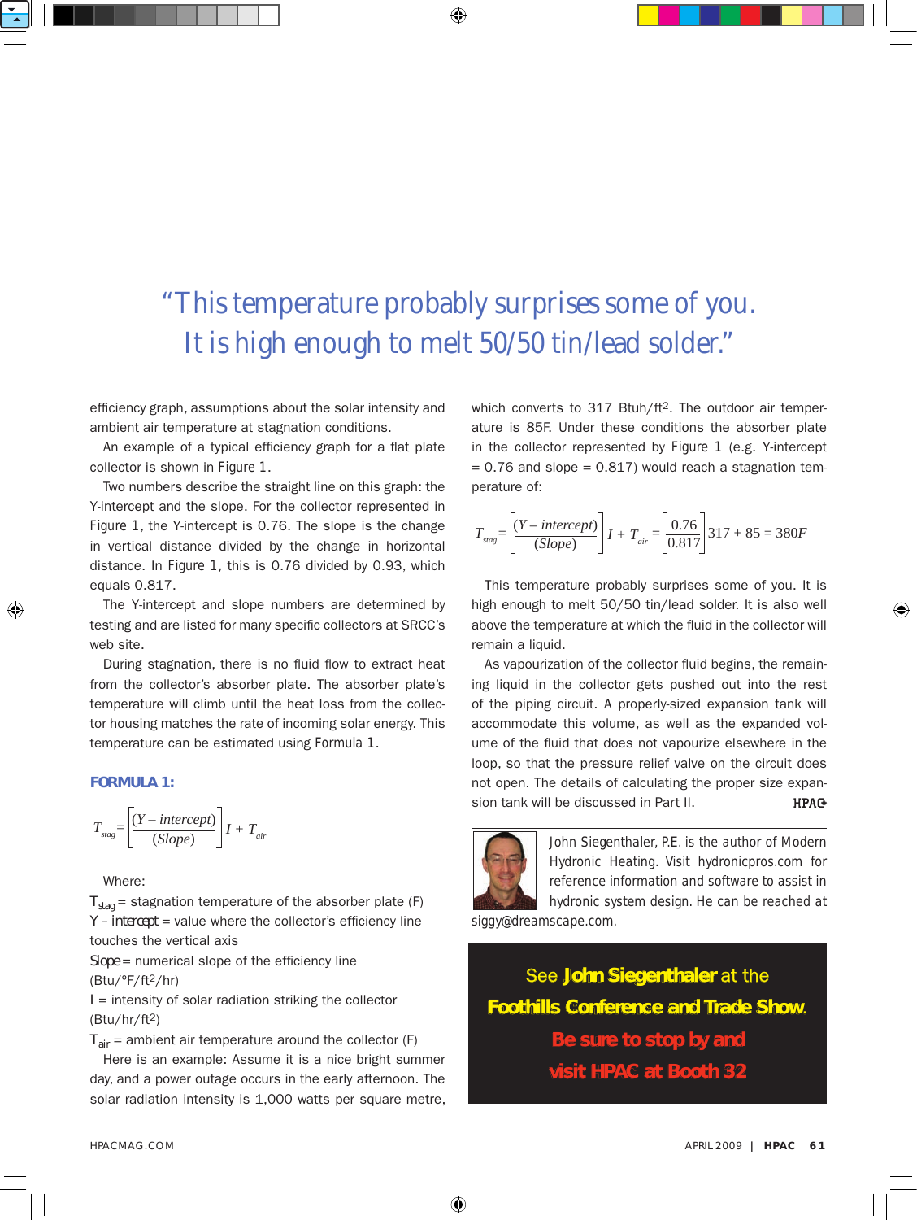> "This temperature probably surprises some of you. It is high enough to melt 50/50 tin/lead solder."

efficiency graph, assumptions about the solar intensity and ambient air temperature at stagnation conditions.

An example of a typical efficiency graph for a flat plate collector is shown in Figure 1.

Two numbers describe the straight line on this graph: the Y-intercept and the slope. For the collector represented in Figure 1, the Y-intercept is 0.76. The slope is the change in vertical distance divided by the change in horizontal distance. In Figure 1, this is 0.76 divided by 0.93, which equals 0.817.

The Y-intercept and slope numbers are determined by testing and are listed for many specific collectors at SRCC's web site.

During stagnation, there is no fluid flow to extract heat from the collector's absorber plate. The absorber plate's temperature will climb until the heat loss from the collector housing matches the rate of incoming solar energy. This temperature can be estimated using Formula 1.

### FORMULA 1:

$$T_{stag} = \left[\frac{(Y - intercept)}{(Slope)}\right] I + T_{air}$$

Where:

$T_{stag}$ = stagnation temperature of the absorber plate (F)

Y – intercept = value where the collector's efficiency line touches the vertical axis

Slope = numerical slope of the efficiency line (Btu/°F/ft²/hr)

I = intensity of solar radiation striking the collector (Btu/hr/ft²)

$T_{air}$ = ambient air temperature around the collector (F)

Here is an example: Assume it is a nice bright summer day, and a power outage occurs in the early afternoon. The solar radiation intensity is 1,000 watts per square metre, which converts to 317 Btuh/ft². The outdoor air temperature is 85F. Under these conditions the absorber plate in the collector represented by Figure 1 (e.g. Y-intercept = 0.76 and slope = 0.817) would reach a stagnation temperature of:

$$T_{stag} = \left[\frac{(Y - intercept)}{(Slope)}\right] I + T_{air} = \left[\frac{0.76}{0.817}\right] 317 + 85 = 380F$$

This temperature probably surprises some of you. It is high enough to melt 50/50 tin/lead solder. It is also well above the temperature at which the fluid in the collector will remain a liquid.

As vapourization of the collector fluid begins, the remaining liquid in the collector gets pushed out into the rest of the piping circuit. A properly-sized expansion tank will accommodate this volume, as well as the expanded volume of the fluid that does not vapourize elsewhere in the loop, so that the pressure relief valve on the circuit does not open. The details of calculating the proper size expansion tank will be discussed in Part II.

*John Siegenthaler, P.E. is the author of Modern Hydronic Heating. Visit hydronicpros.com for reference information and software to assist in hydronic system design. He can be reached at siggy@dreamscape.com.*

**See John Siegenthaler at the Foothills Conference and Trade Show. Be sure to stop by and visit HPAC at Booth 32**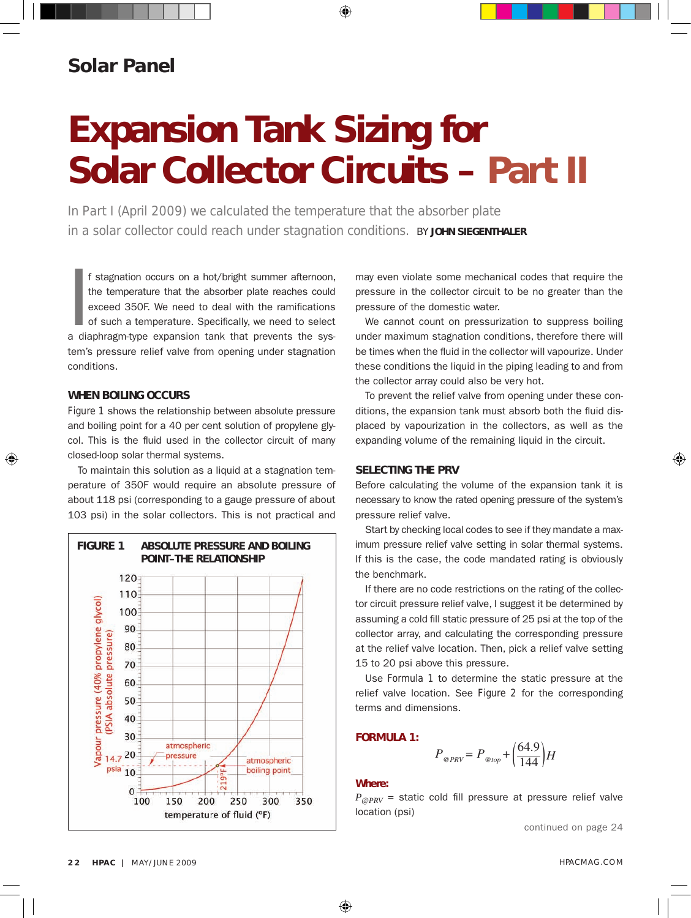Solar Panel

# Expansion Tank Sizing for Solar Collector Circuits – Part II

In Part I (April 2009) we calculated the temperature that the absorber plate in a solar collector could reach under stagnation conditions. BY **JOHN SIEGENTHALER**

If stagnation occurs on a hot/bright summer afternoon, the temperature that the absorber plate reaches could exceed 350F. We need to deal with the ramifications of such a temperature. Specifically, we need to select a diaphragm-type expansion tank that prevents the system's pressure relief valve from opening under stagnation conditions.

## WHEN BOILING OCCURS

Figure 1 shows the relationship between absolute pressure and boiling point for a 40 per cent solution of propylene glycol. This is the fluid used in the collector circuit of many closed-loop solar thermal systems.

To maintain this solution as a liquid at a stagnation temperature of 350F would require an absolute pressure of about 118 psi (corresponding to a gauge pressure of about 103 psi) in the solar collectors. This is not practical and may even violate some mechanical codes that require the pressure in the collector circuit to be no greater than the pressure of the domestic water.

We cannot count on pressurization to suppress boiling under maximum stagnation conditions, therefore there will be times when the fluid in the collector will vapourize. Under these conditions the liquid in the piping leading to and from the collector array could also be very hot.

To prevent the relief valve from opening under these conditions, the expansion tank must absorb both the fluid displaced by vapourization in the collectors, as well as the expanding volume of the remaining liquid in the circuit.

**FIGURE 1 ABSOLUTE PRESSURE AND BOILING POINT–THE RELATIONSHIP**

## SELECTING THE PRV

Before calculating the volume of the expansion tank it is necessary to know the rated opening pressure of the system's pressure relief valve.

Start by checking local codes to see if they mandate a maximum pressure relief valve setting in solar thermal systems. If this is the case, the code mandated rating is obviously the benchmark.

If there are no code restrictions on the rating of the collector circuit pressure relief valve, I suggest it be determined by assuming a cold fill static pressure of 25 psi at the top of the collector array, and calculating the corresponding pressure at the relief valve location. Then, pick a relief valve setting 15 to 20 psi above this pressure.

Use Formula 1 to determine the static pressure at the relief valve location. See Figure 2 for the corresponding terms and dimensions.

**FORMULA 1:**

$$P_{@PRV} = P_{@top} + \left(\frac{64.9}{144}\right)H$$

**Where:**

$P_{@PRV}$ = static cold fill pressure at pressure relief valve location (psi)

continued on page 24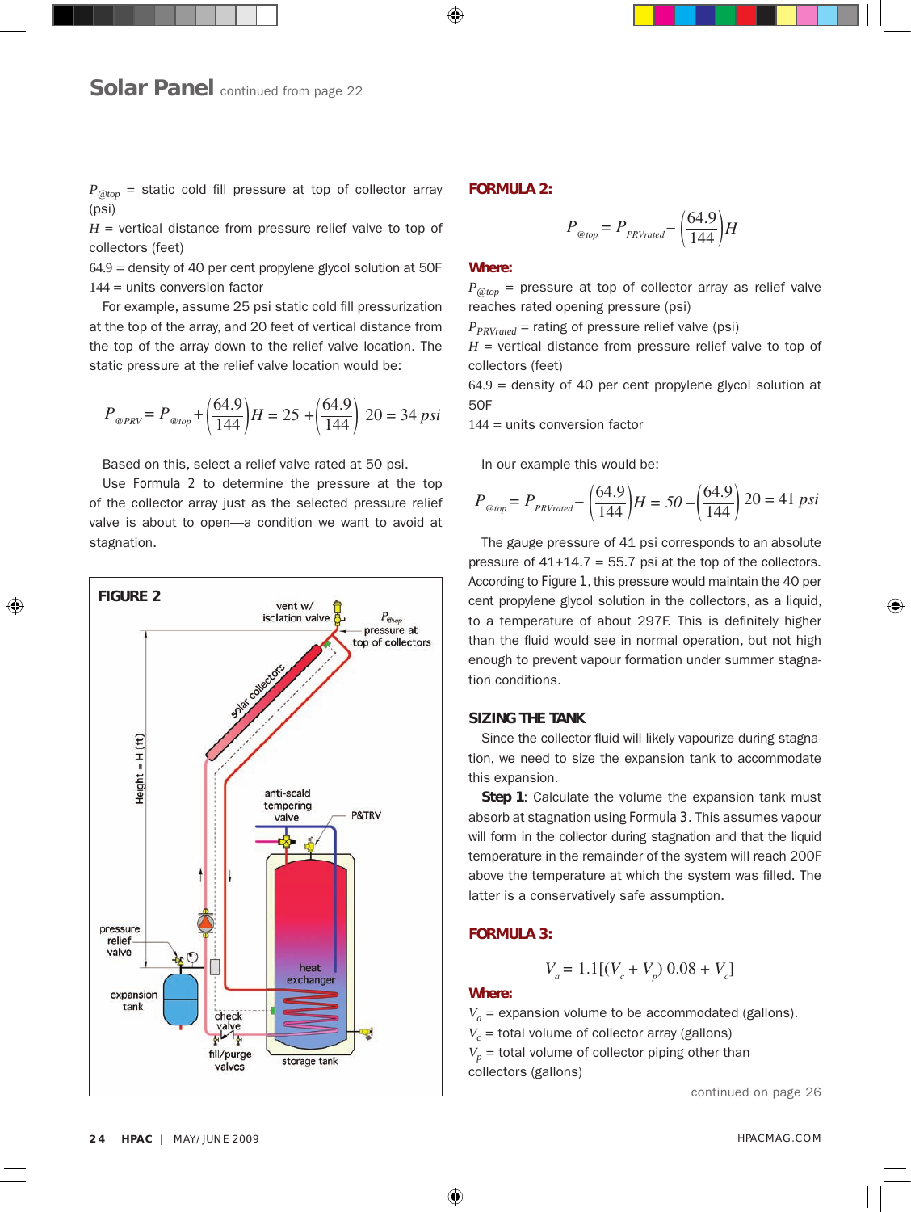## Solar Panel continued from page 22

$P_{@top}$ = static cold fill pressure at top of collector array (psi)

$H$ = vertical distance from pressure relief valve to top of collectors (feet)

64.9 = density of 40 per cent propylene glycol solution at 50F

144 = units conversion factor

For example, assume 25 psi static cold fill pressurization at the top of the array, and 20 feet of vertical distance from the top of the array down to the relief valve location. The static pressure at the relief valve location would be:

$$P_{@PRV} = P_{@top} + \left(\frac{64.9}{144}\right)H = 25 + \left(\frac{64.9}{144}\right)20 = 34\ psi$$

Based on this, select a relief valve rated at 50 psi.

Use Formula 2 to determine the pressure at the top of the collector array just as the selected pressure relief valve is about to open—a condition we want to avoid at stagnation.

**FIGURE 2**

**FORMULA 2:**

$$P_{@top} = P_{PRVrated} - \left(\frac{64.9}{144}\right)H$$

**Where:**

$P_{@top}$ = pressure at top of collector array as relief valve reaches rated opening pressure (psi)

$P_{PRVrated}$ = rating of pressure relief valve (psi)

$H$ = vertical distance from pressure relief valve to top of collectors (feet)

64.9 = density of 40 per cent propylene glycol solution at 50F

144 = units conversion factor

In our example this would be:

$$P_{@top} = P_{PRVrated} - \left(\frac{64.9}{144}\right)H = 50 - \left(\frac{64.9}{144}\right)20 = 41\ psi$$

The gauge pressure of 41 psi corresponds to an absolute pressure of 41+14.7 = 55.7 psi at the top of the collectors. According to Figure 1, this pressure would maintain the 40 per cent propylene glycol solution in the collectors, as a liquid, to a temperature of about 297F. This is definitely higher than the fluid would see in normal operation, but not high enough to prevent vapour formation under summer stagnation conditions.

### SIZING THE TANK

Since the collector fluid will likely vapourize during stagnation, we need to size the expansion tank to accommodate this expansion.

**Step 1**: Calculate the volume the expansion tank must absorb at stagnation using Formula 3. This assumes vapour will form in the collector during stagnation and that the liquid temperature in the remainder of the system will reach 200F above the temperature at which the system was filled. The latter is a conservatively safe assumption.

**FORMULA 3:**

$$V_a = 1.1[(V_c + V_p)\,0.08 + V_c]$$

**Where:**

$V_a$ = expansion volume to be accommodated (gallons).

$V_c$ = total volume of collector array (gallons)

$V_p$ = total volume of collector piping other than collectors (gallons)

continued on page 26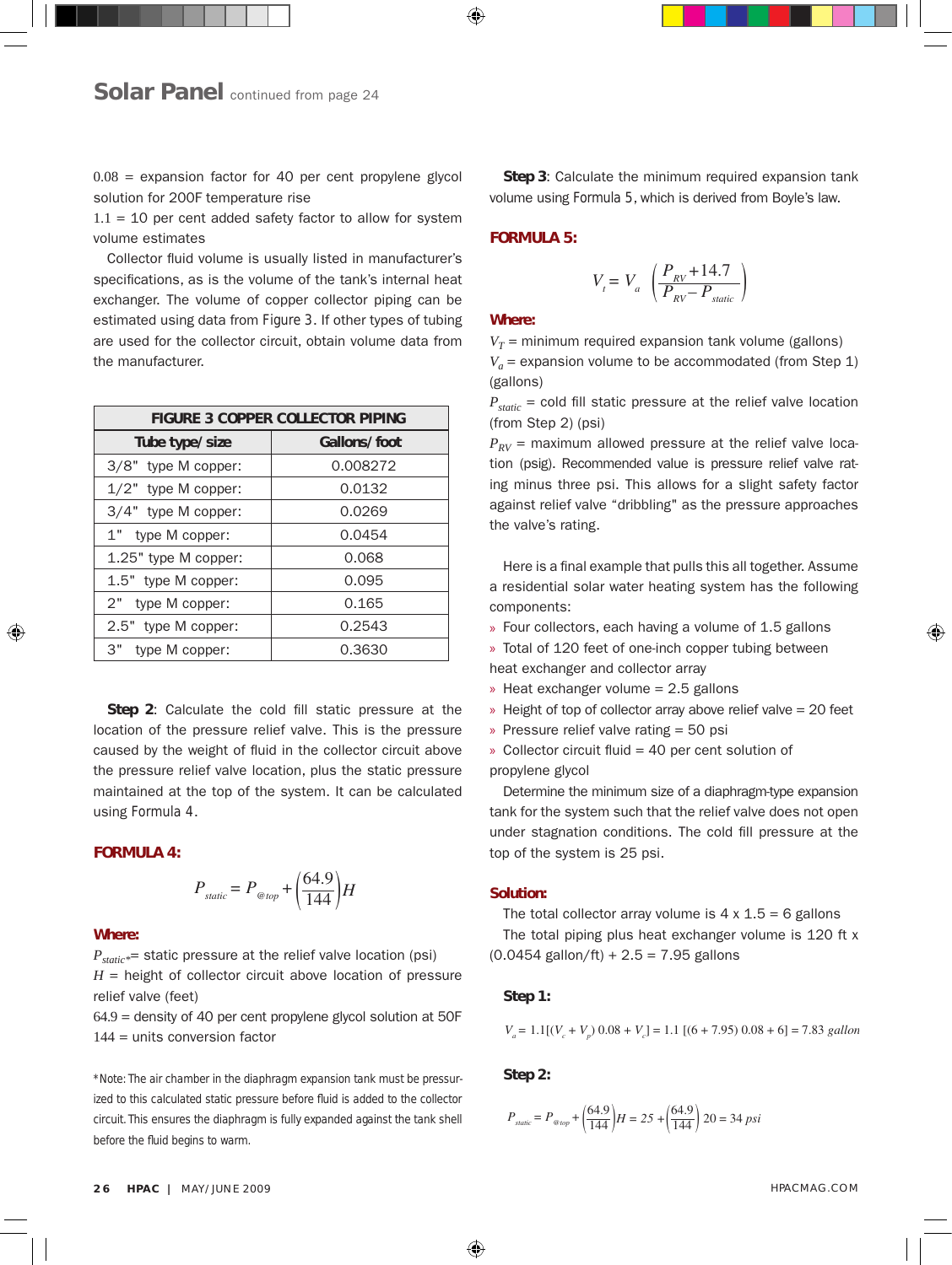# Solar Panel continued from page 24

0.08 = expansion factor for 40 per cent propylene glycol solution for 200F temperature rise

1.1 = 10 per cent added safety factor to allow for system volume estimates

Collector fluid volume is usually listed in manufacturer's specifications, as is the volume of the tank's internal heat exchanger. The volume of copper collector piping can be estimated using data from Figure 3. If other types of tubing are used for the collector circuit, obtain volume data from the manufacturer.

| FIGURE 3 COPPER COLLECTOR PIPING | |
|---|---|
| **Tube type/size** | **Gallons/foot** |
| 3/8" type M copper: | 0.008272 |
| 1/2" type M copper: | 0.0132 |
| 3/4" type M copper: | 0.0269 |
| 1" type M copper: | 0.0454 |
| 1.25" type M copper: | 0.068 |
| 1.5" type M copper: | 0.095 |
| 2" type M copper: | 0.165 |
| 2.5" type M copper: | 0.2543 |
| 3" type M copper: | 0.3630 |

**Step 2**: Calculate the cold fill static pressure at the location of the pressure relief valve. This is the pressure caused by the weight of fluid in the collector circuit above the pressure relief valve location, plus the static pressure maintained at the top of the system. It can be calculated using Formula 4.

### FORMULA 4:

$$P_{static} = P_{@top} + \left(\frac{64.9}{144}\right)H$$

**Where:**

$P_{static*}$= static pressure at the relief valve location (psi)

$H$ = height of collector circuit above location of pressure relief valve (feet)

64.9 = density of 40 per cent propylene glycol solution at 50F

144 = units conversion factor

*Note: The air chamber in the diaphragm expansion tank must be pressurized to this calculated static pressure before fluid is added to the collector circuit. This ensures the diaphragm is fully expanded against the tank shell before the fluid begins to warm.

**Step 3**: Calculate the minimum required expansion tank volume using Formula 5, which is derived from Boyle's law.

### FORMULA 5:

$$V_t = V_a \left(\frac{P_{RV} + 14.7}{P_{RV} - P_{static}}\right)$$

**Where:**

$V_T$ = minimum required expansion tank volume (gallons)

$V_a$ = expansion volume to be accommodated (from Step 1) (gallons)

$P_{static}$ = cold fill static pressure at the relief valve location (from Step 2) (psi)

$P_{RV}$ = maximum allowed pressure at the relief valve location (psig). Recommended value is pressure relief valve rating minus three psi. This allows for a slight safety factor against relief valve "dribbling" as the pressure approaches the valve's rating.

Here is a final example that pulls this all together. Assume a residential solar water heating system has the following components:

- Four collectors, each having a volume of 1.5 gallons
- Total of 120 feet of one-inch copper tubing between heat exchanger and collector array
- Heat exchanger volume = 2.5 gallons
- Height of top of collector array above relief valve = 20 feet
- Pressure relief valve rating = 50 psi
- Collector circuit fluid = 40 per cent solution of propylene glycol

Determine the minimum size of a diaphragm-type expansion tank for the system such that the relief valve does not open under stagnation conditions. The cold fill pressure at the top of the system is 25 psi.

**Solution:**

The total collector array volume is 4 x 1.5 = 6 gallons

The total piping plus heat exchanger volume is 120 ft x (0.0454 gallon/ft) + 2.5 = 7.95 gallons

**Step 1:**

$$V_a = 1.1[(V_c + V_p)\,0.08 + V_c] = 1.1\,[(6 + 7.95)\,0.08 + 6] = 7.83\ gallon$$

**Step 2:**

$$P_{static} = P_{@top} + \left(\frac{64.9}{144}\right)H = 25 + \left(\frac{64.9}{144}\right)20 = 34\ psi$$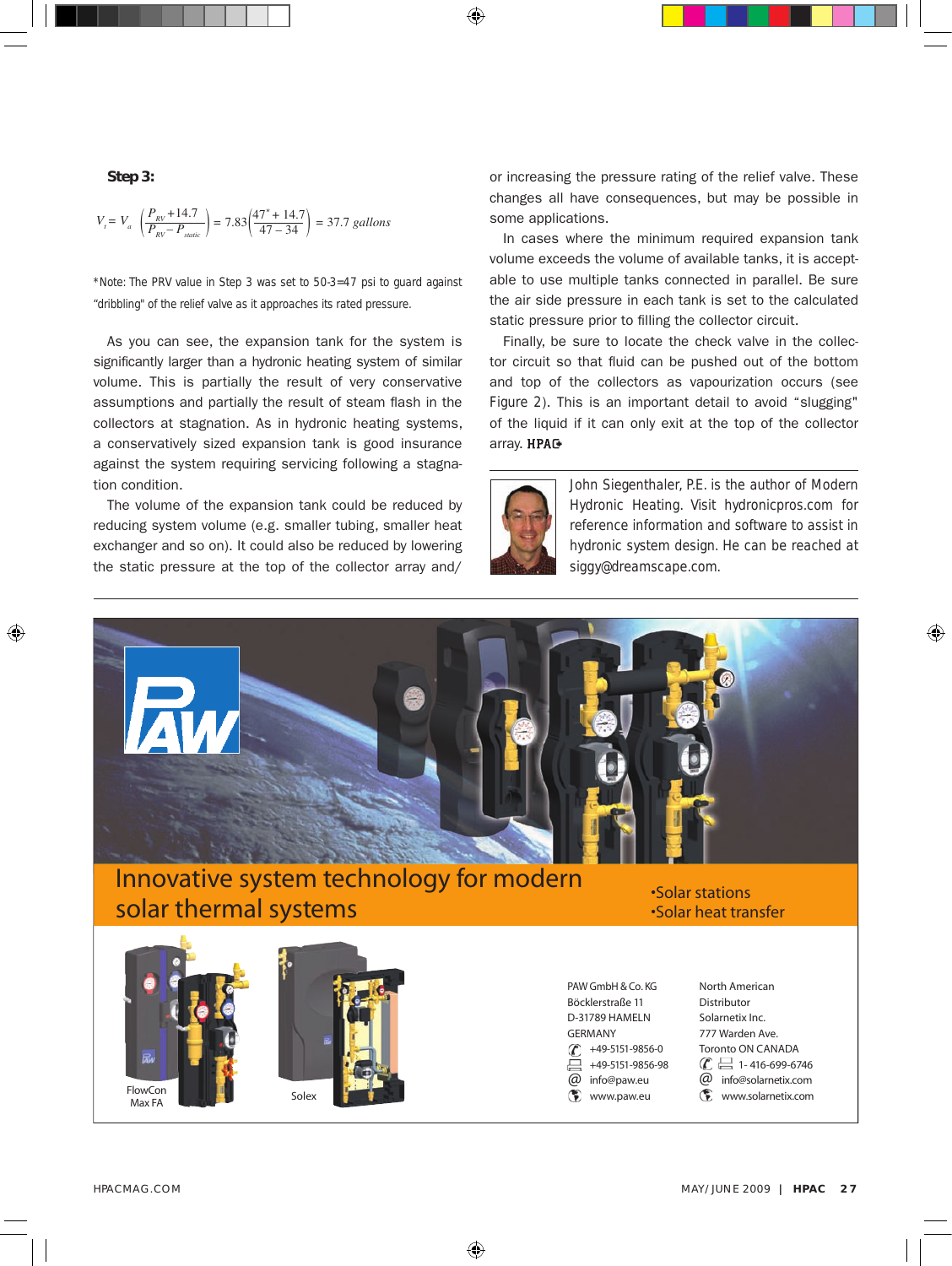**Step 3:**

$$V_t = V_a\left(\frac{P_{RV}+14.7}{P_{RV}-P_{static}}\right) = 7.83\left(\frac{47^*+14.7}{47-34}\right) = 37.7\ gallons$$

*Note: The PRV value in Step 3 was set to 50-3=47 psi to guard against "dribbling" of the relief valve as it approaches its rated pressure.

As you can see, the expansion tank for the system is significantly larger than a hydronic heating system of similar volume. This is partially the result of very conservative assumptions and partially the result of steam flash in the collectors at stagnation. As in hydronic heating systems, a conservatively sized expansion tank is good insurance against the system requiring servicing following a stagnation condition.

The volume of the expansion tank could be reduced by reducing system volume (e.g. smaller tubing, smaller heat exchanger and so on). It could also be reduced by lowering the static pressure at the top of the collector array and/or increasing the pressure rating of the relief valve. These changes all have consequences, but may be possible in some applications.

In cases where the minimum required expansion tank volume exceeds the volume of available tanks, it is acceptable to use multiple tanks connected in parallel. Be sure the air side pressure in each tank is set to the calculated static pressure prior to filling the collector circuit.

Finally, be sure to locate the check valve in the collector circuit so that fluid can be pushed out of the bottom and top of the collectors as vapourization occurs (see Figure 2). This is an important detail to avoid "slugging" of the liquid if it can only exit at the top of the collector array. HPAC

John Siegenthaler, P.E. is the author of Modern Hydronic Heating. Visit hydronicpros.com for reference information and software to assist in hydronic system design. He can be reached at siggy@dreamscape.com.

PAW

Innovative system technology for modern solar thermal systems

•Solar stations
•Solar heat transfer

FlowCon Max FA

Solex

PAW GmbH & Co. KG
Böcklerstraße 11
D-31789 HAMELN
GERMANY
+49-5151-9856-0
+49-5151-9856-98
info@paw.eu
www.paw.eu

North American Distributor
Solarnetix Inc.
777 Warden Ave.
Toronto ON CANADA
1- 416-699-6746
info@solarnetix.com
www.solarnetix.com